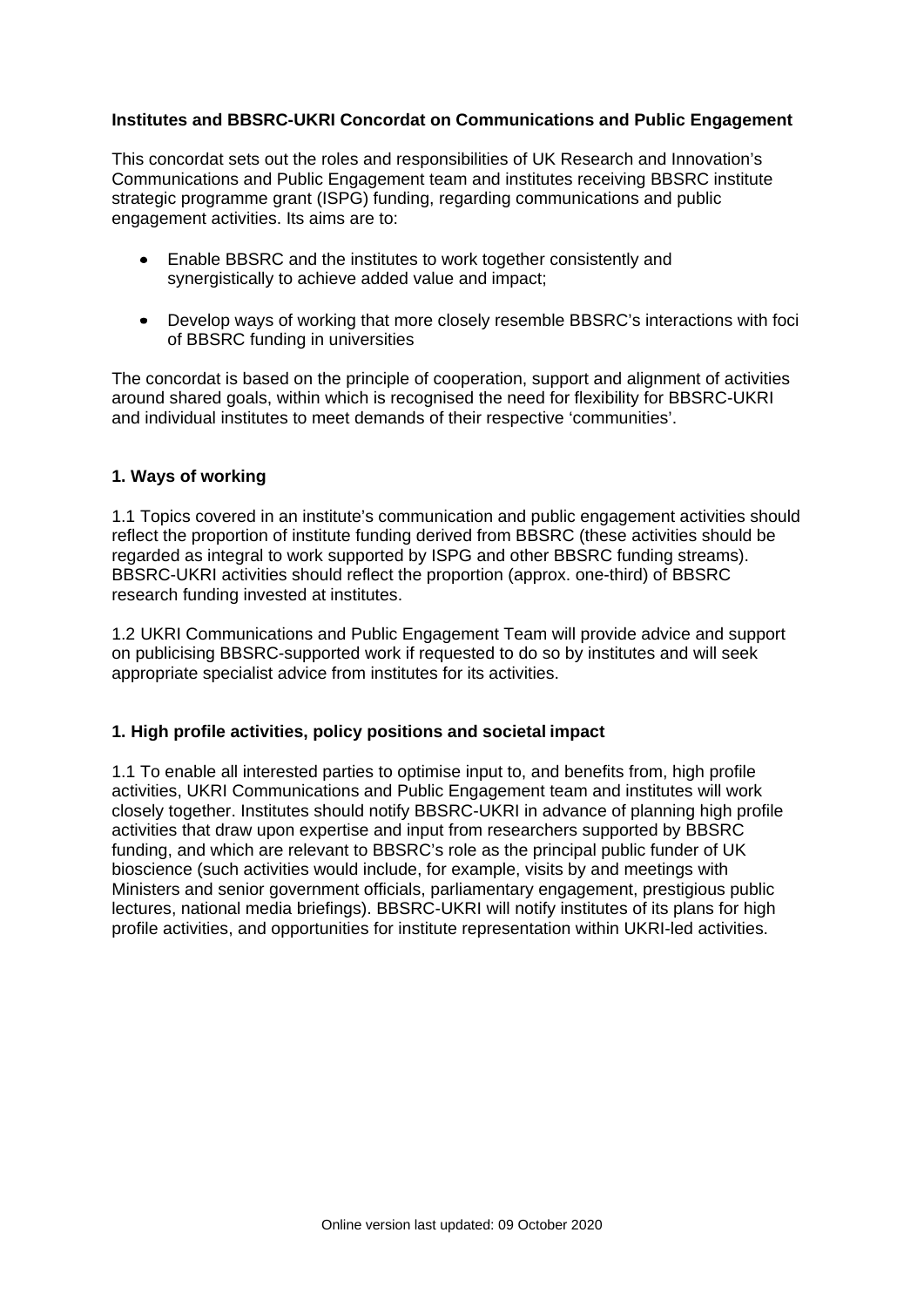**Institutes and BBSRC-UKRI Concordat on Communications and Public Engagement**

This concordat sets out the roles and responsibilities of UK Research and Innovation's Communications and Public Engagement team and institutes receiving BBSRC institute strategic programme grant (ISPG) funding, regarding communications and public engagement activities. Its aims are to:

- Enable BBSRC and the institutes to work together consistently and synergistically to achieve added value and impact;
- Develop ways of working that more closely resemble BBSRC's interactions with foci of BBSRC funding in universities

The concordat is based on the principle of cooperation, support and alignment of activities around shared goals, within which is recognised the need for flexibility for BBSRC-UKRI and individual institutes to meet demands of their respective 'communities'.

**1. Ways of working**

1.1 Topics covered in an institute's communication and public engagement activities should reflect the proportion of institute funding derived from BBSRC (these activities should be regarded as integral to work supported by ISPG and other BBSRC funding streams). BBSRC-UKRI activities should reflect the proportion (approx. one-third) of BBSRC research funding invested at institutes.

1.2 UKRI Communications and Public Engagement Team will provide advice and support on publicising BBSRC-supported work if requested to do so by institutes and will seek appropriate specialist advice from institutes for its activities.

**1. High profile activities, policy positions and societal impact**

1.1 To enable all interested parties to optimise input to, and benefits from, high profile activities, UKRI Communications and Public Engagement team and institutes will work closely together. Institutes should notify BBSRC-UKRI in advance of planning high profile activities that draw upon expertise and input from researchers supported by BBSRC funding, and which are relevant to BBSRC's role as the principal public funder of UK bioscience (such activities would include, for example, visits by and meetings with Ministers and senior government officials, parliamentary engagement, prestigious public lectures, national media briefings). BBSRC-UKRI will notify institutes of its plans for high profile activities, and opportunities for institute representation within UKRI-led activities.

Online version last updated: 09 October 2020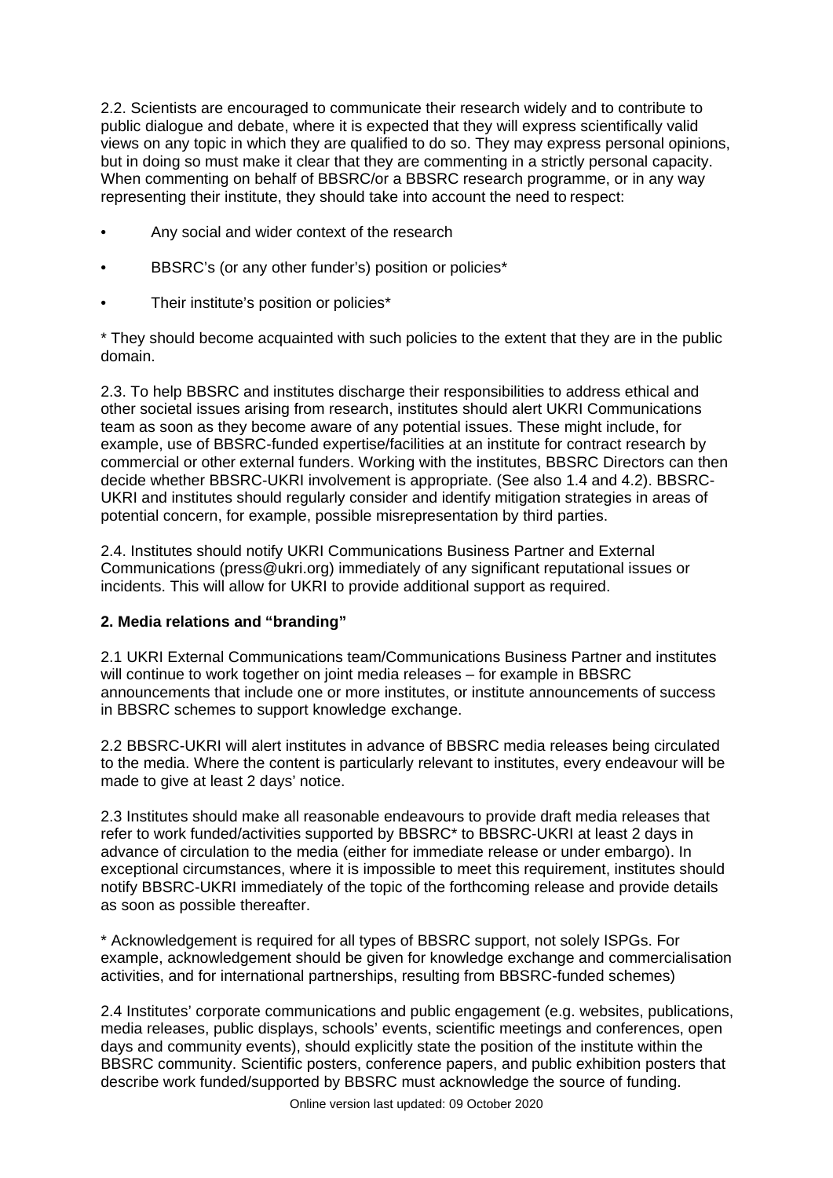2.2. Scientists are encouraged to communicate their research widely and to contribute to public dialogue and debate, where it is expected that they will express scientifically valid views on any topic in which they are qualified to do so. They may express personal opinions, but in doing so must make it clear that they are commenting in a strictly personal capacity. When commenting on behalf of BBSRC/or a BBSRC research programme, or in any way representing their institute, they should take into account the need to respect:

- Any social and wider context of the research
- BBSRC's (or any other funder's) position or policies*
- Their institute's position or policies*

* They should become acquainted with such policies to the extent that they are in the public domain.

2.3. To help BBSRC and institutes discharge their responsibilities to address ethical and other societal issues arising from research, institutes should alert UKRI Communications team as soon as they become aware of any potential issues. These might include, for example, use of BBSRC-funded expertise/facilities at an institute for contract research by commercial or other external funders. Working with the institutes, BBSRC Directors can then decide whether BBSRC-UKRI involvement is appropriate. (See also 1.4 and 4.2). BBSRC-UKRI and institutes should regularly consider and identify mitigation strategies in areas of potential concern, for example, possible misrepresentation by third parties.

2.4. Institutes should notify UKRI Communications Business Partner and External Communications (press@ukri.org) immediately of any significant reputational issues or incidents. This will allow for UKRI to provide additional support as required.

## 2. Media relations and "branding"

2.1 UKRI External Communications team/Communications Business Partner and institutes will continue to work together on joint media releases – for example in BBSRC announcements that include one or more institutes, or institute announcements of success in BBSRC schemes to support knowledge exchange.

2.2 BBSRC-UKRI will alert institutes in advance of BBSRC media releases being circulated to the media. Where the content is particularly relevant to institutes, every endeavour will be made to give at least 2 days' notice.

2.3 Institutes should make all reasonable endeavours to provide draft media releases that refer to work funded/activities supported by BBSRC* to BBSRC-UKRI at least 2 days in advance of circulation to the media (either for immediate release or under embargo). In exceptional circumstances, where it is impossible to meet this requirement, institutes should notify BBSRC-UKRI immediately of the topic of the forthcoming release and provide details as soon as possible thereafter.

* Acknowledgement is required for all types of BBSRC support, not solely ISPGs. For example, acknowledgement should be given for knowledge exchange and commercialisation activities, and for international partnerships, resulting from BBSRC-funded schemes)

2.4 Institutes' corporate communications and public engagement (e.g. websites, publications, media releases, public displays, schools' events, scientific meetings and conferences, open days and community events), should explicitly state the position of the institute within the BBSRC community. Scientific posters, conference papers, and public exhibition posters that describe work funded/supported by BBSRC must acknowledge the source of funding.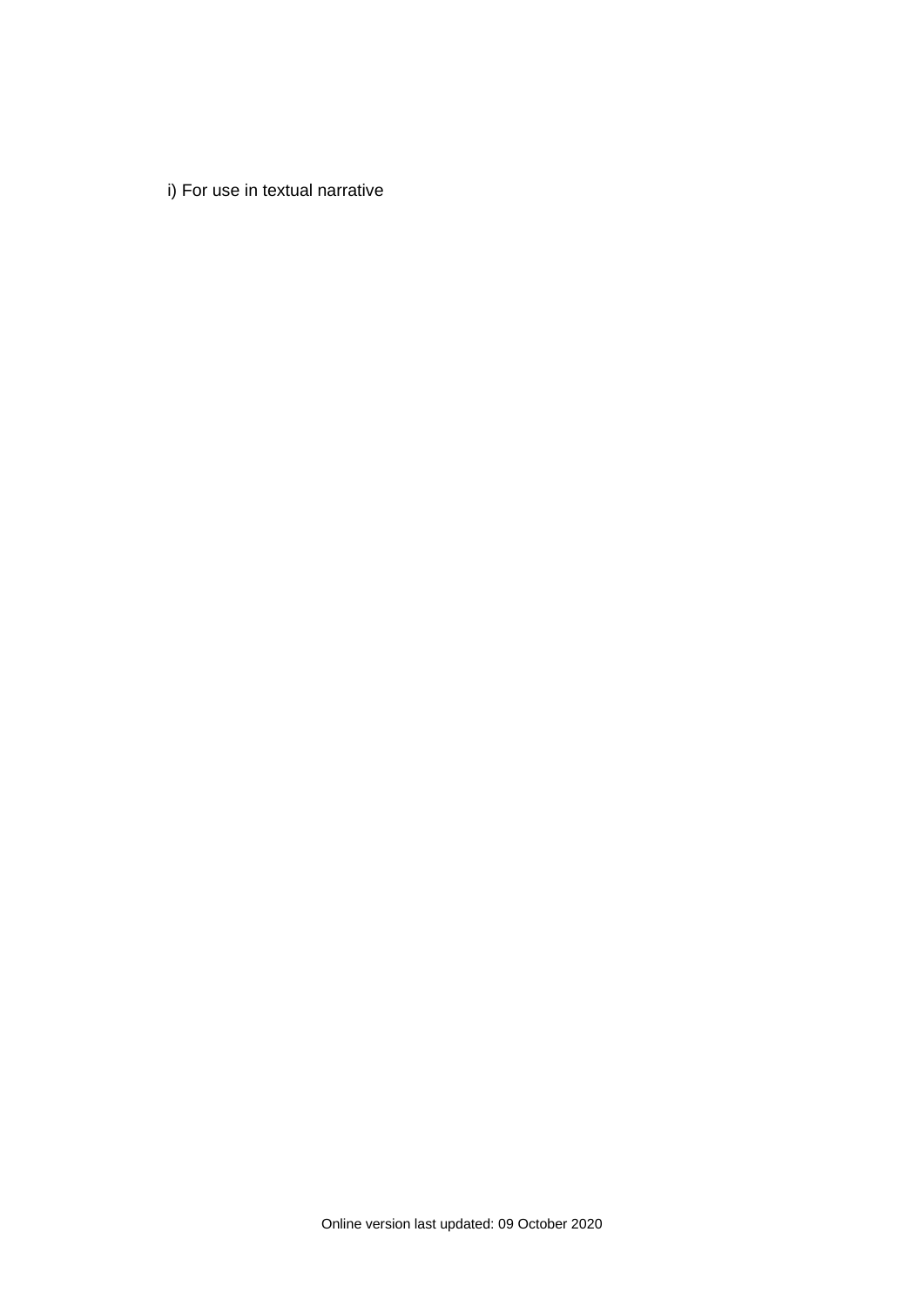i) For use in textual narrative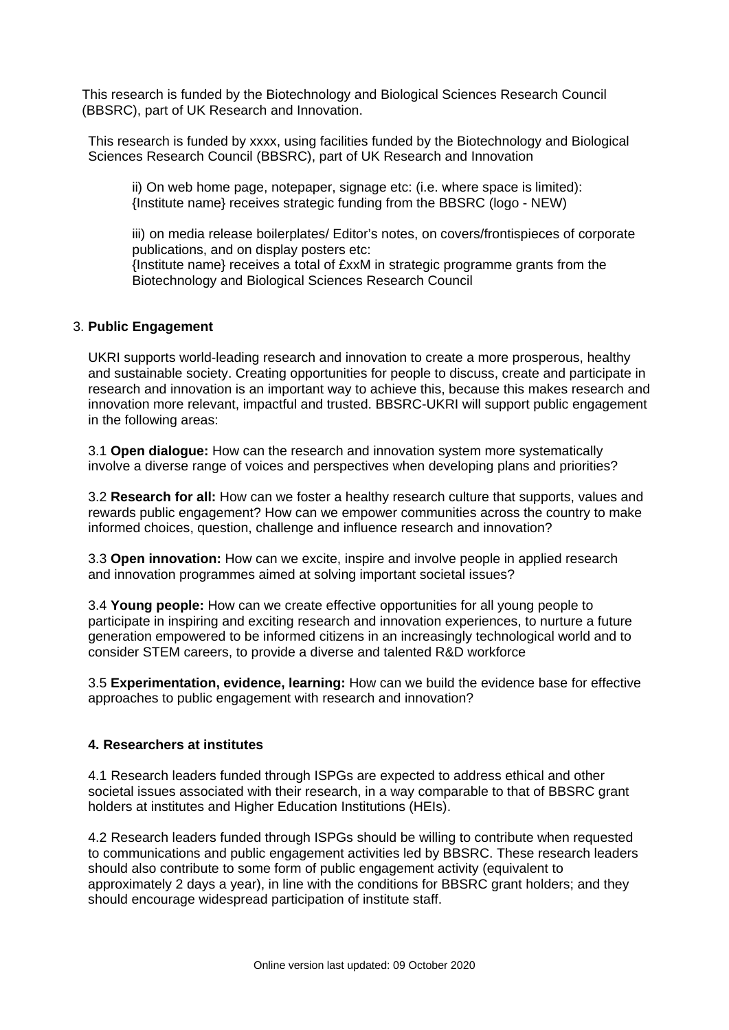This research is funded by the Biotechnology and Biological Sciences Research Council (BBSRC), part of UK Research and Innovation.

This research is funded by xxxx, using facilities funded by the Biotechnology and Biological Sciences Research Council (BBSRC), part of UK Research and Innovation

ii) On web home page, notepaper, signage etc: (i.e. where space is limited): {Institute name} receives strategic funding from the BBSRC (logo - NEW)

iii) on media release boilerplates/ Editor's notes, on covers/frontispieces of corporate publications, and on display posters etc:
{Institute name} receives a total of £xxM in strategic programme grants from the Biotechnology and Biological Sciences Research Council

3. **Public Engagement**

UKRI supports world-leading research and innovation to create a more prosperous, healthy and sustainable society. Creating opportunities for people to discuss, create and participate in research and innovation is an important way to achieve this, because this makes research and innovation more relevant, impactful and trusted. BBSRC-UKRI will support public engagement in the following areas:

3.1 **Open dialogue:** How can the research and innovation system more systematically involve a diverse range of voices and perspectives when developing plans and priorities?

3.2 **Research for all:** How can we foster a healthy research culture that supports, values and rewards public engagement? How can we empower communities across the country to make informed choices, question, challenge and influence research and innovation?

3.3 **Open innovation:** How can we excite, inspire and involve people in applied research and innovation programmes aimed at solving important societal issues?

3.4 **Young people:** How can we create effective opportunities for all young people to participate in inspiring and exciting research and innovation experiences, to nurture a future generation empowered to be informed citizens in an increasingly technological world and to consider STEM careers, to provide a diverse and talented R&D workforce

3.5 **Experimentation, evidence, learning:** How can we build the evidence base for effective approaches to public engagement with research and innovation?

**4. Researchers at institutes**

4.1 Research leaders funded through ISPGs are expected to address ethical and other societal issues associated with their research, in a way comparable to that of BBSRC grant holders at institutes and Higher Education Institutions (HEIs).

4.2 Research leaders funded through ISPGs should be willing to contribute when requested to communications and public engagement activities led by BBSRC. These research leaders should also contribute to some form of public engagement activity (equivalent to approximately 2 days a year), in line with the conditions for BBSRC grant holders; and they should encourage widespread participation of institute staff.

Online version last updated: 09 October 2020